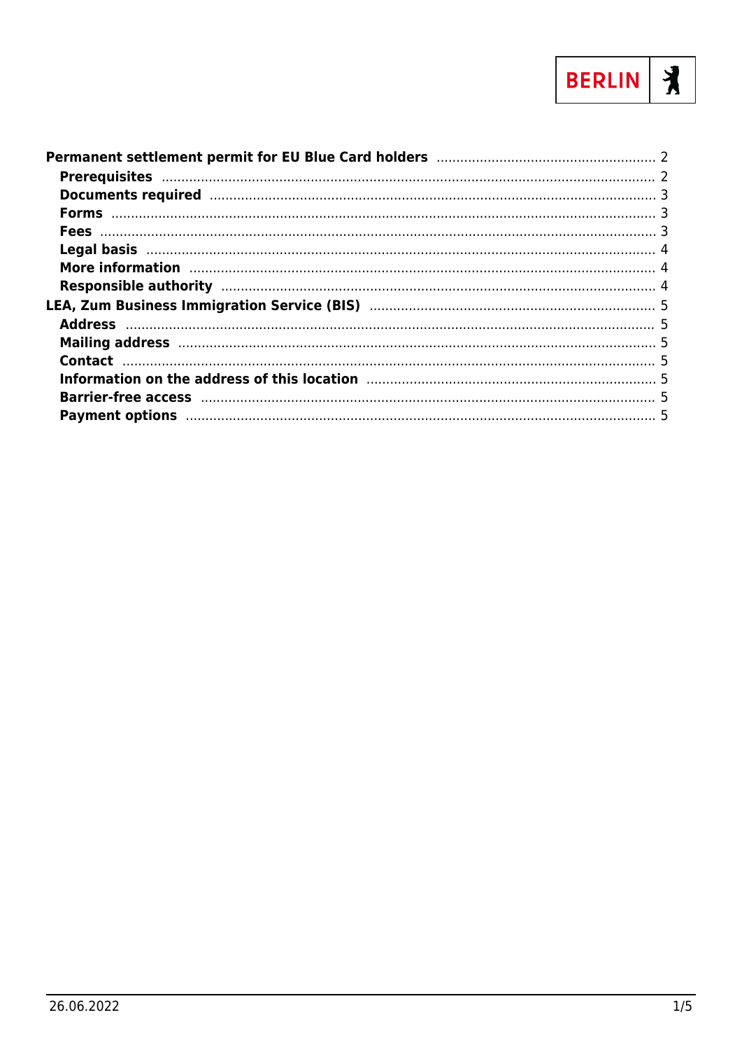**Permanent settlement permit for EU Blue Card holders** ........ 2

- **Prerequisites** ........ 2
- **Documents required** ........ 3
- **Forms** ........ 3
- **Fees** ........ 3
- **Legal basis** ........ 4
- **More information** ........ 4
- **Responsible authority** ........ 4

**LEA, Zum Business Immigration Service (BIS)** ........ 5

- **Address** ........ 5
- **Mailing address** ........ 5
- **Contact** ........ 5
- **Information on the address of this location** ........ 5
- **Barrier-free access** ........ 5
- **Payment options** ........ 5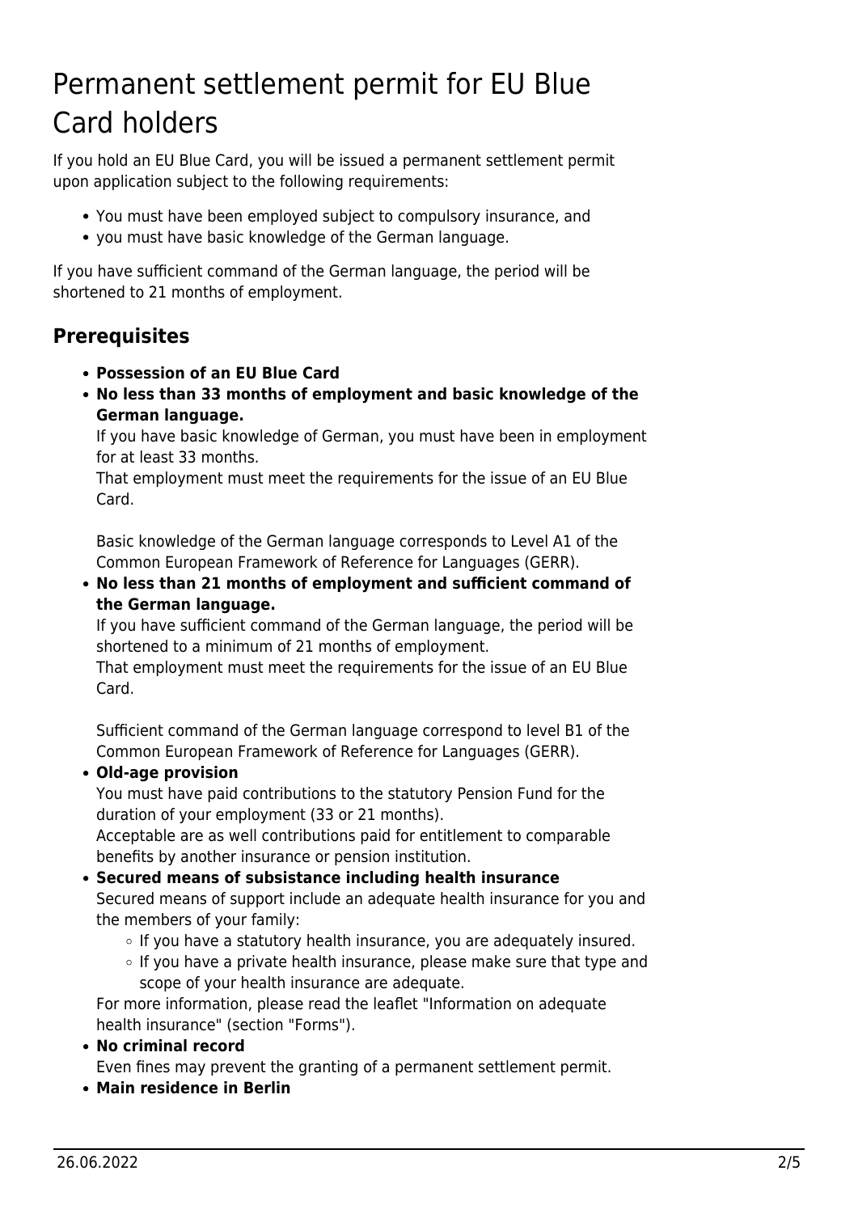# Permanent settlement permit for EU Blue Card holders

If you hold an EU Blue Card, you will be issued a permanent settlement permit upon application subject to the following requirements:

- You must have been employed subject to compulsory insurance, and
- you must have basic knowledge of the German language.

If you have sufficient command of the German language, the period will be shortened to 21 months of employment.

## Prerequisites

- **Possession of an EU Blue Card**
- **No less than 33 months of employment and basic knowledge of the German language.**
  If you have basic knowledge of German, you must have been in employment for at least 33 months.
  That employment must meet the requirements for the issue of an EU Blue Card.

  Basic knowledge of the German language corresponds to Level A1 of the Common European Framework of Reference for Languages (GERR).
- **No less than 21 months of employment and sufficient command of the German language.**
  If you have sufficient command of the German language, the period will be shortened to a minimum of 21 months of employment.
  That employment must meet the requirements for the issue of an EU Blue Card.

  Sufficient command of the German language correspond to level B1 of the Common European Framework of Reference for Languages (GERR).
- **Old-age provision**
  You must have paid contributions to the statutory Pension Fund for the duration of your employment (33 or 21 months).
  Acceptable are as well contributions paid for entitlement to comparable benefits by another insurance or pension institution.
- **Secured means of subsistance including health insurance**
  Secured means of support include an adequate health insurance for you and the members of your family:
  - If you have a statutory health insurance, you are adequately insured.
  - If you have a private health insurance, please make sure that type and scope of your health insurance are adequate.

  For more information, please read the leaflet "Information on adequate health insurance" (section "Forms").
- **No criminal record**
  Even fines may prevent the granting of a permanent settlement permit.
- **Main residence in Berlin**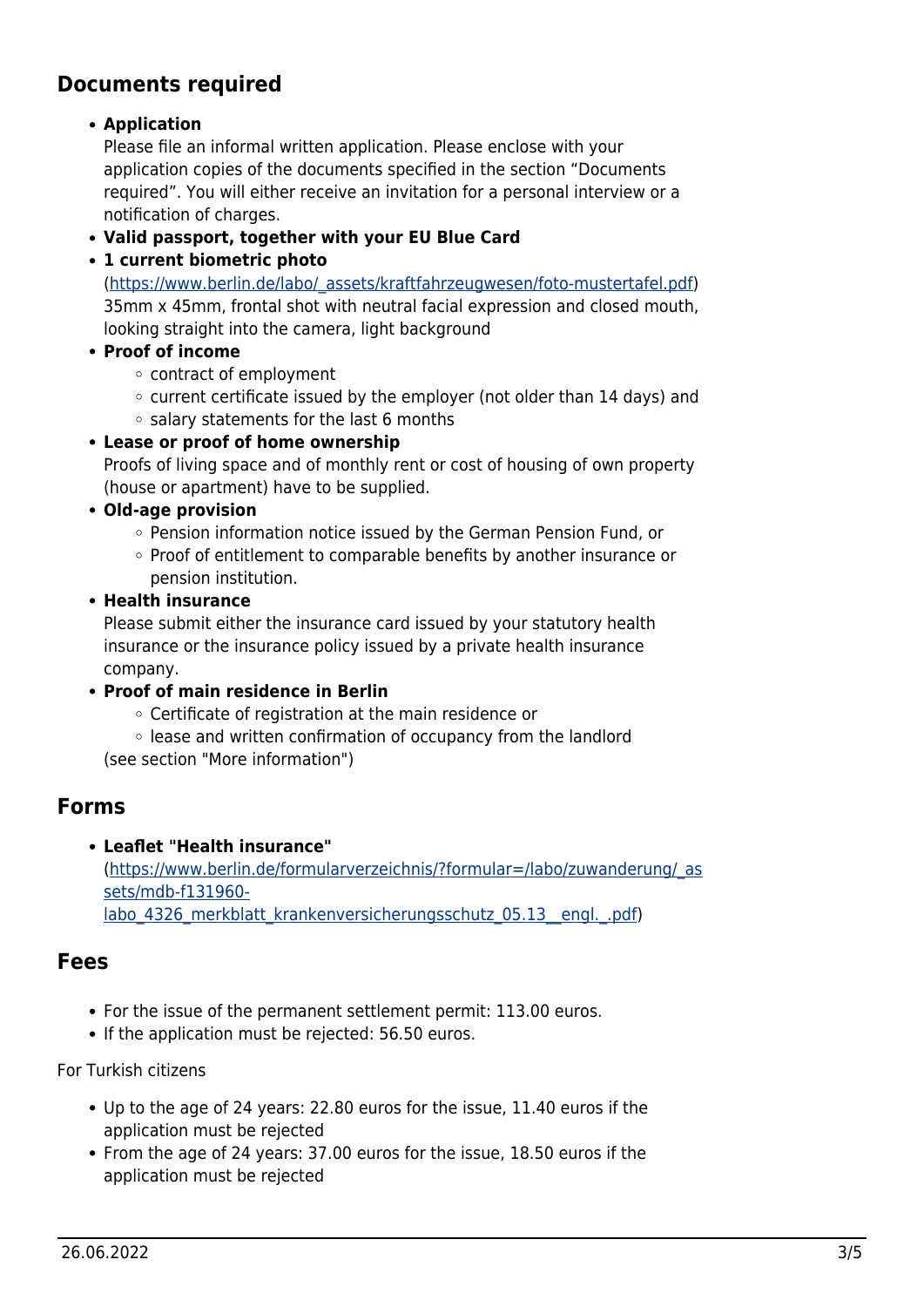## Documents required

- **Application**
  Please file an informal written application. Please enclose with your application copies of the documents specified in the section "Documents required". You will either receive an invitation for a personal interview or a notification of charges.
- **Valid passport, together with your EU Blue Card**
- **1 current biometric photo**
  (https://www.berlin.de/labo/_assets/kraftfahrzeugwesen/foto-mustertafel.pdf)
  35mm x 45mm, frontal shot with neutral facial expression and closed mouth, looking straight into the camera, light background
- **Proof of income**
  - contract of employment
  - current certificate issued by the employer (not older than 14 days) and
  - salary statements for the last 6 months
- **Lease or proof of home ownership**
  Proofs of living space and of monthly rent or cost of housing of own property (house or apartment) have to be supplied.
- **Old-age provision**
  - Pension information notice issued by the German Pension Fund, or
  - Proof of entitlement to comparable benefits by another insurance or pension institution.
- **Health insurance**
  Please submit either the insurance card issued by your statutory health insurance or the insurance policy issued by a private health insurance company.
- **Proof of main residence in Berlin**
  - Certificate of registration at the main residence or
  - lease and written confirmation of occupancy from the landlord

  (see section "More information")

## Forms

- **Leaflet "Health insurance"**
  (https://www.berlin.de/formularverzeichnis/?formular=/labo/zuwanderung/_assets/mdb-f131960-labo_4326_merkblatt_krankenversicherungsschutz_05.13__engl._.pdf)

## Fees

- For the issue of the permanent settlement permit: 113.00 euros.
- If the application must be rejected: 56.50 euros.

For Turkish citizens

- Up to the age of 24 years: 22.80 euros for the issue, 11.40 euros if the application must be rejected
- From the age of 24 years: 37.00 euros for the issue, 18.50 euros if the application must be rejected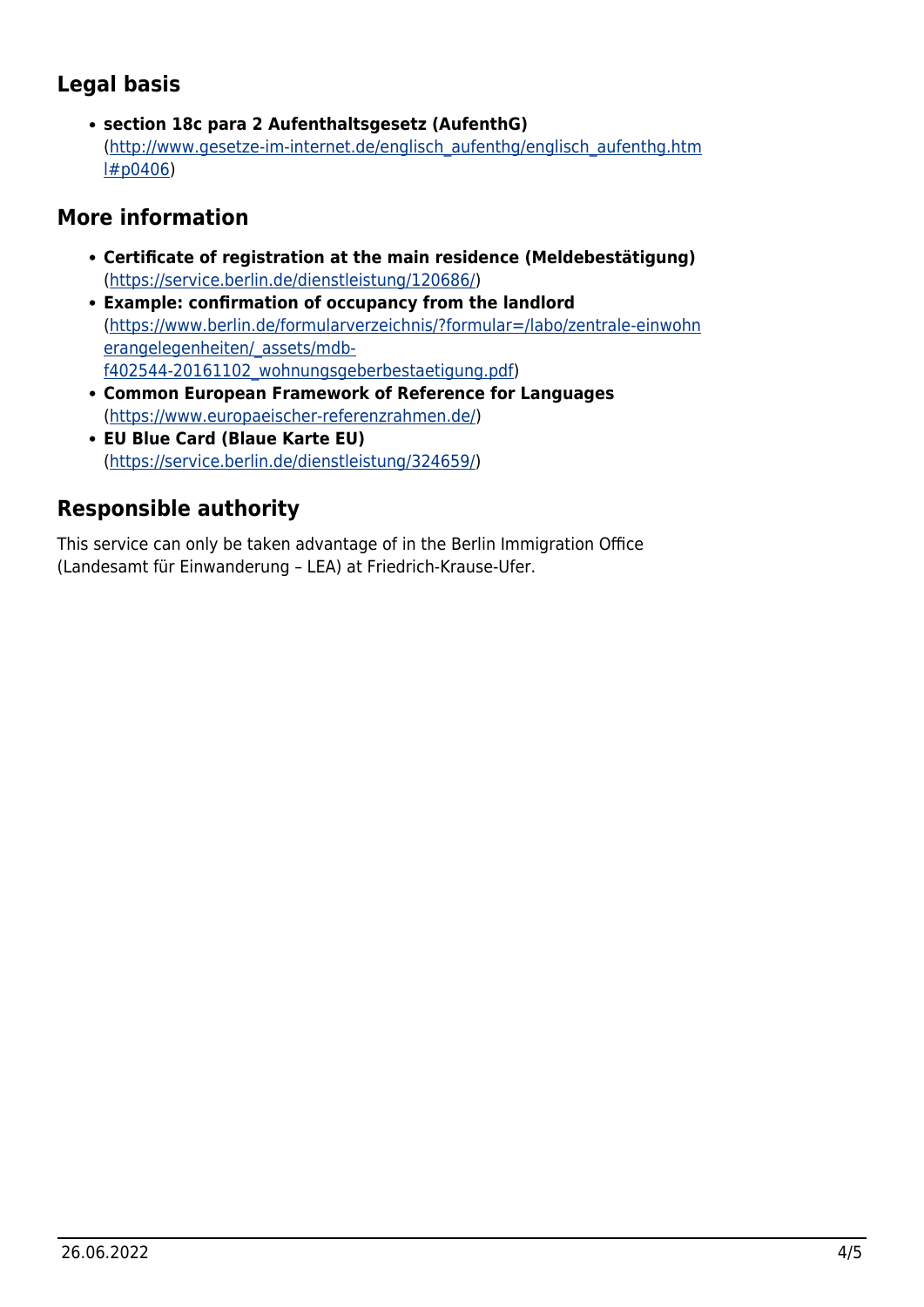## Legal basis

- **section 18c para 2 Aufenthaltsgesetz (AufenthG)** (http://www.gesetze-im-internet.de/englisch_aufenthg/englisch_aufenthg.html#p0406)

## More information

- **Certificate of registration at the main residence (Meldebestätigung)** (https://service.berlin.de/dienstleistung/120686/)
- **Example: confirmation of occupancy from the landlord** (https://www.berlin.de/formularverzeichnis/?formular=/labo/zentrale-einwohnerangelegenheiten/_assets/mdb-f402544-20161102_wohnungsgeberbestaetigung.pdf)
- **Common European Framework of Reference for Languages** (https://www.europaeischer-referenzrahmen.de/)
- **EU Blue Card (Blaue Karte EU)** (https://service.berlin.de/dienstleistung/324659/)

## Responsible authority

This service can only be taken advantage of in the Berlin Immigration Office (Landesamt für Einwanderung – LEA) at Friedrich-Krause-Ufer.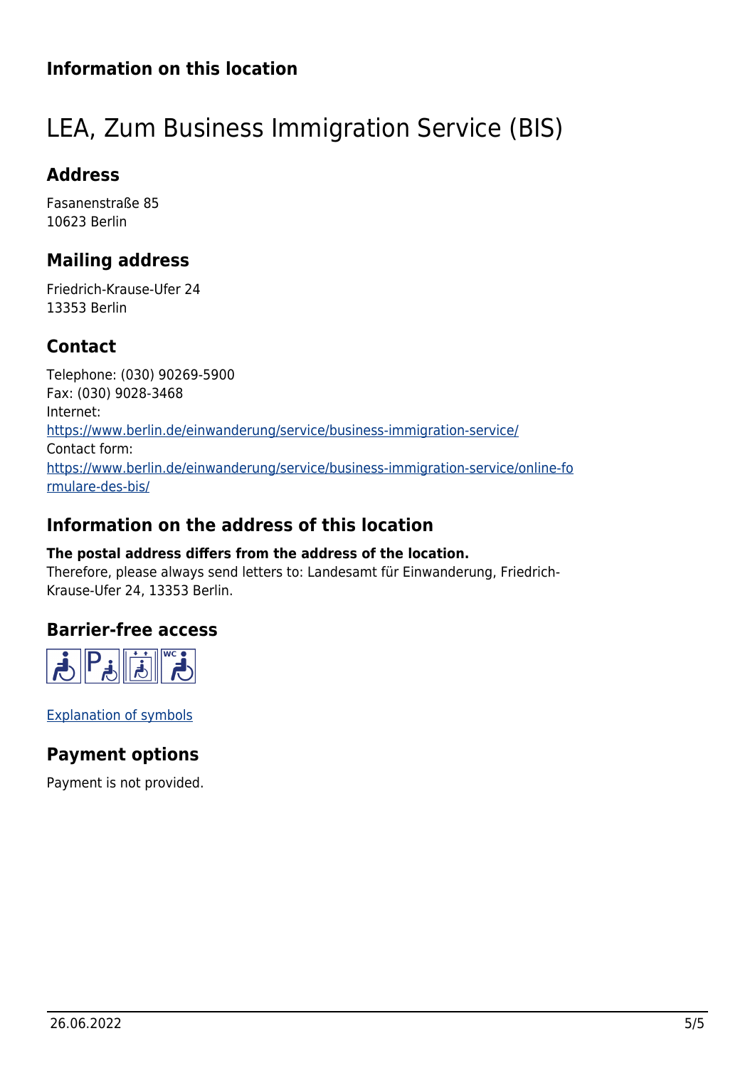## Information on this location

# LEA, Zum Business Immigration Service (BIS)

### Address

Fasanenstraße 85
10623 Berlin

### Mailing address

Friedrich-Krause-Ufer 24
13353 Berlin

### Contact

Telephone: (030) 90269-5900
Fax: (030) 9028-3468
Internet:
https://www.berlin.de/einwanderung/service/business-immigration-service/
Contact form:
https://www.berlin.de/einwanderung/service/business-immigration-service/online-formulare-des-bis/

### Information on the address of this location

**The postal address differs from the address of the location.**
Therefore, please always send letters to: Landesamt für Einwanderung, Friedrich-Krause-Ufer 24, 13353 Berlin.

### Barrier-free access

Explanation of symbols

### Payment options

Payment is not provided.